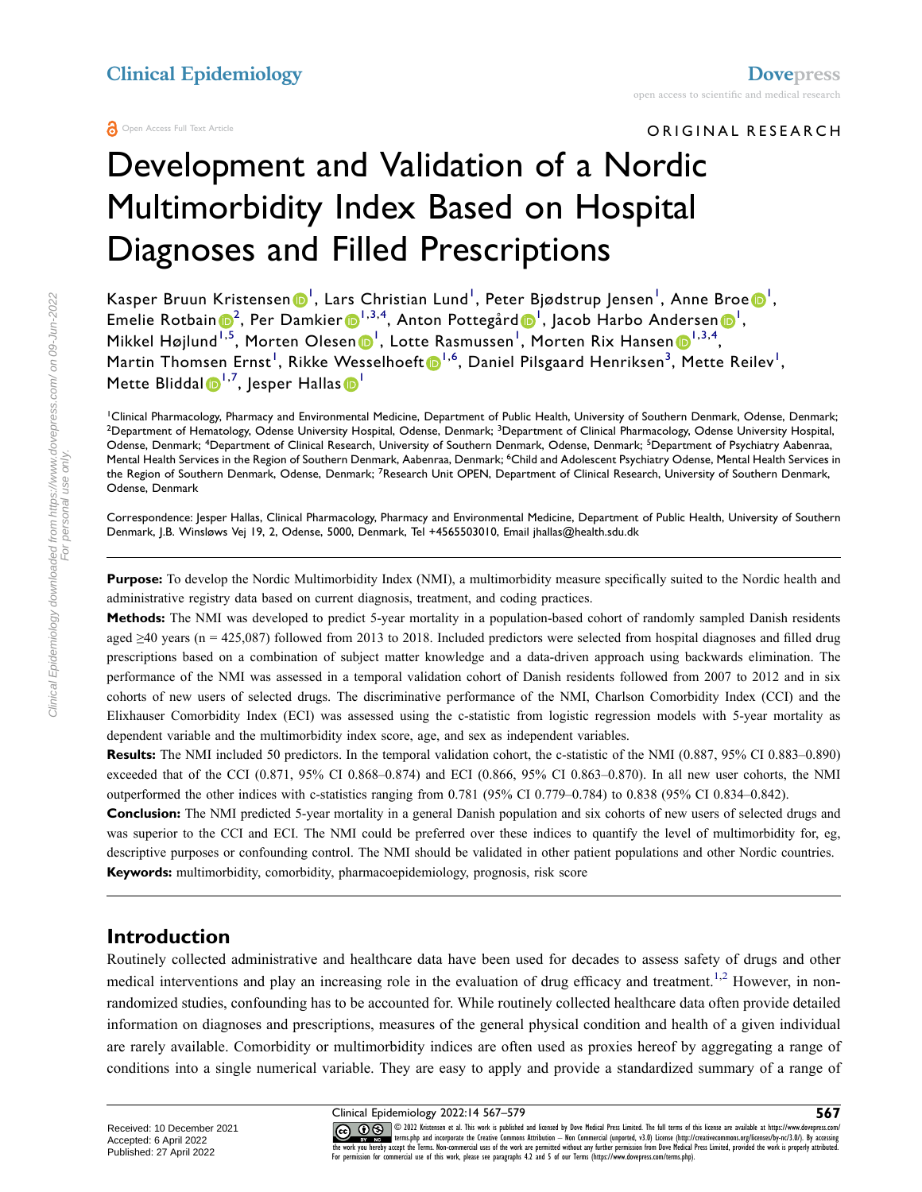ORIGINAL RESEARCH

# Development and Validation of a Nordic Multimorbidity Index Based on Hospital Diagnoses and Filled Prescriptions

Kasper Bruun Kristensen[1], Lars Christian Lund[1], Peter Bjødstrup Jensen[1], Anne Broe[1], Emelie Rotbain[2], Per Damkier[1,3,4], Anton Pottegård[1], Jacob Harbo Andersen[1], Mikkel Højlund[1,5], Morten Olesen[1], Lotte Rasmussen[1], Morten Rix Hansen[1,3,4], Martin Thomsen Ernst[1], Rikke Wesselhoeft[1,6], Daniel Pilsgaard Henriksen[3], Mette Reilev[1], Mette Bliddal[1,7], Jesper Hallas[1]

[1]Clinical Pharmacology, Pharmacy and Environmental Medicine, Department of Public Health, University of Southern Denmark, Odense, Denmark; [2]Department of Hematology, Odense University Hospital, Odense, Denmark; [3]Department of Clinical Pharmacology, Odense University Hospital, Odense, Denmark; [4]Department of Clinical Research, University of Southern Denmark, Odense, Denmark; [5]Department of Psychiatry Aabenraa, Mental Health Services in the Region of Southern Denmark, Aabenraa, Denmark; [6]Child and Adolescent Psychiatry Odense, Mental Health Services in the Region of Southern Denmark, Odense, Denmark; [7]Research Unit OPEN, Department of Clinical Research, University of Southern Denmark, Odense, Denmark

Correspondence: Jesper Hallas, Clinical Pharmacology, Pharmacy and Environmental Medicine, Department of Public Health, University of Southern Denmark, J.B. Winsløws Vej 19, 2, Odense, 5000, Denmark, Tel +4565503010, Email jhallas@health.sdu.dk

**Purpose:** To develop the Nordic Multimorbidity Index (NMI), a multimorbidity measure specifically suited to the Nordic health and administrative registry data based on current diagnosis, treatment, and coding practices.

**Methods:** The NMI was developed to predict 5-year mortality in a population-based cohort of randomly sampled Danish residents aged ≥40 years (n = 425,087) followed from 2013 to 2018. Included predictors were selected from hospital diagnoses and filled drug prescriptions based on a combination of subject matter knowledge and a data-driven approach using backwards elimination. The performance of the NMI was assessed in a temporal validation cohort of Danish residents followed from 2007 to 2012 and in six cohorts of new users of selected drugs. The discriminative performance of the NMI, Charlson Comorbidity Index (CCI) and the Elixhauser Comorbidity Index (ECI) was assessed using the c-statistic from logistic regression models with 5-year mortality as dependent variable and the multimorbidity index score, age, and sex as independent variables.

**Results:** The NMI included 50 predictors. In the temporal validation cohort, the c-statistic of the NMI (0.887, 95% CI 0.883–0.890) exceeded that of the CCI (0.871, 95% CI 0.868–0.874) and ECI (0.866, 95% CI 0.863–0.870). In all new user cohorts, the NMI outperformed the other indices with c-statistics ranging from 0.781 (95% CI 0.779–0.784) to 0.838 (95% CI 0.834–0.842).

**Conclusion:** The NMI predicted 5-year mortality in a general Danish population and six cohorts of new users of selected drugs and was superior to the CCI and ECI. The NMI could be preferred over these indices to quantify the level of multimorbidity for, eg, descriptive purposes or confounding control. The NMI should be validated in other patient populations and other Nordic countries.

**Keywords:** multimorbidity, comorbidity, pharmacoepidemiology, prognosis, risk score

## Introduction

Routinely collected administrative and healthcare data have been used for decades to assess safety of drugs and other medical interventions and play an increasing role in the evaluation of drug efficacy and treatment.[1,2] However, in non-randomized studies, confounding has to be accounted for. While routinely collected healthcare data often provide detailed information on diagnoses and prescriptions, measures of the general physical condition and health of a given individual are rarely available. Comorbidity or multimorbidity indices are often used as proxies hereof by aggregating a range of conditions into a single numerical variable. They are easy to apply and provide a standardized summary of a range of

Received: 10 December 2021
Accepted: 6 April 2022
Published: 27 April 2022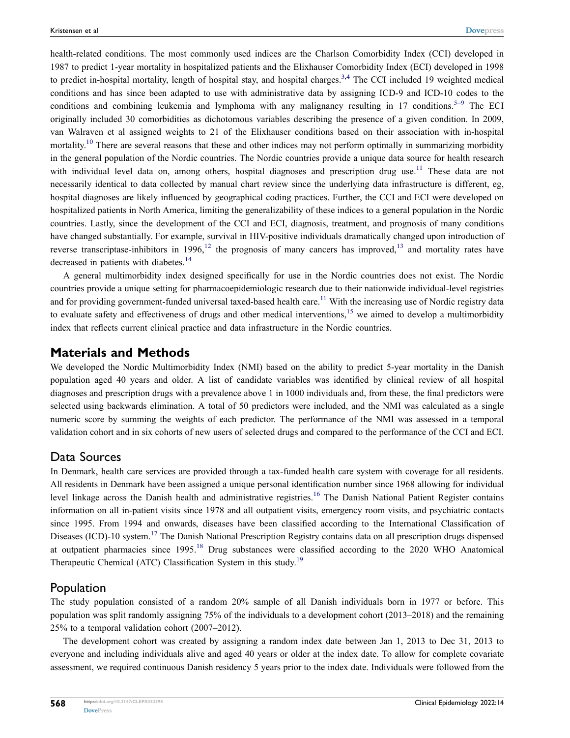health-related conditions. The most commonly used indices are the Charlson Comorbidity Index (CCI) developed in 1987 to predict 1-year mortality in hospitalized patients and the Elixhauser Comorbidity Index (ECI) developed in 1998 to predict in-hospital mortality, length of hospital stay, and hospital charges.[3,4] The CCI included 19 weighted medical conditions and has since been adapted to use with administrative data by assigning ICD-9 and ICD-10 codes to the conditions and combining leukemia and lymphoma with any malignancy resulting in 17 conditions.[5–9] The ECI originally included 30 comorbidities as dichotomous variables describing the presence of a given condition. In 2009, van Walraven et al assigned weights to 21 of the Elixhauser conditions based on their association with in-hospital mortality.[10] There are several reasons that these and other indices may not perform optimally in summarizing morbidity in the general population of the Nordic countries. The Nordic countries provide a unique data source for health research with individual level data on, among others, hospital diagnoses and prescription drug use.[11] These data are not necessarily identical to data collected by manual chart review since the underlying data infrastructure is different, eg, hospital diagnoses are likely influenced by geographical coding practices. Further, the CCI and ECI were developed on hospitalized patients in North America, limiting the generalizability of these indices to a general population in the Nordic countries. Lastly, since the development of the CCI and ECI, diagnosis, treatment, and prognosis of many conditions have changed substantially. For example, survival in HIV-positive individuals dramatically changed upon introduction of reverse transcriptase-inhibitors in 1996,[12] the prognosis of many cancers has improved,[13] and mortality rates have decreased in patients with diabetes.[14]

A general multimorbidity index designed specifically for use in the Nordic countries does not exist. The Nordic countries provide a unique setting for pharmacoepidemiologic research due to their nationwide individual-level registries and for providing government-funded universal taxed-based health care.[11] With the increasing use of Nordic registry data to evaluate safety and effectiveness of drugs and other medical interventions,[15] we aimed to develop a multimorbidity index that reflects current clinical practice and data infrastructure in the Nordic countries.

## Materials and Methods

We developed the Nordic Multimorbidity Index (NMI) based on the ability to predict 5-year mortality in the Danish population aged 40 years and older. A list of candidate variables was identified by clinical review of all hospital diagnoses and prescription drugs with a prevalence above 1 in 1000 individuals and, from these, the final predictors were selected using backwards elimination. A total of 50 predictors were included, and the NMI was calculated as a single numeric score by summing the weights of each predictor. The performance of the NMI was assessed in a temporal validation cohort and in six cohorts of new users of selected drugs and compared to the performance of the CCI and ECI.

### Data Sources

In Denmark, health care services are provided through a tax-funded health care system with coverage for all residents. All residents in Denmark have been assigned a unique personal identification number since 1968 allowing for individual level linkage across the Danish health and administrative registries.[16] The Danish National Patient Register contains information on all in-patient visits since 1978 and all outpatient visits, emergency room visits, and psychiatric contacts since 1995. From 1994 and onwards, diseases have been classified according to the International Classification of Diseases (ICD)-10 system.[17] The Danish National Prescription Registry contains data on all prescription drugs dispensed at outpatient pharmacies since 1995.[18] Drug substances were classified according to the 2020 WHO Anatomical Therapeutic Chemical (ATC) Classification System in this study.[19]

### Population

The study population consisted of a random 20% sample of all Danish individuals born in 1977 or before. This population was split randomly assigning 75% of the individuals to a development cohort (2013–2018) and the remaining 25% to a temporal validation cohort (2007–2012).

The development cohort was created by assigning a random index date between Jan 1, 2013 to Dec 31, 2013 to everyone and including individuals alive and aged 40 years or older at the index date. To allow for complete covariate assessment, we required continuous Danish residency 5 years prior to the index date. Individuals were followed from the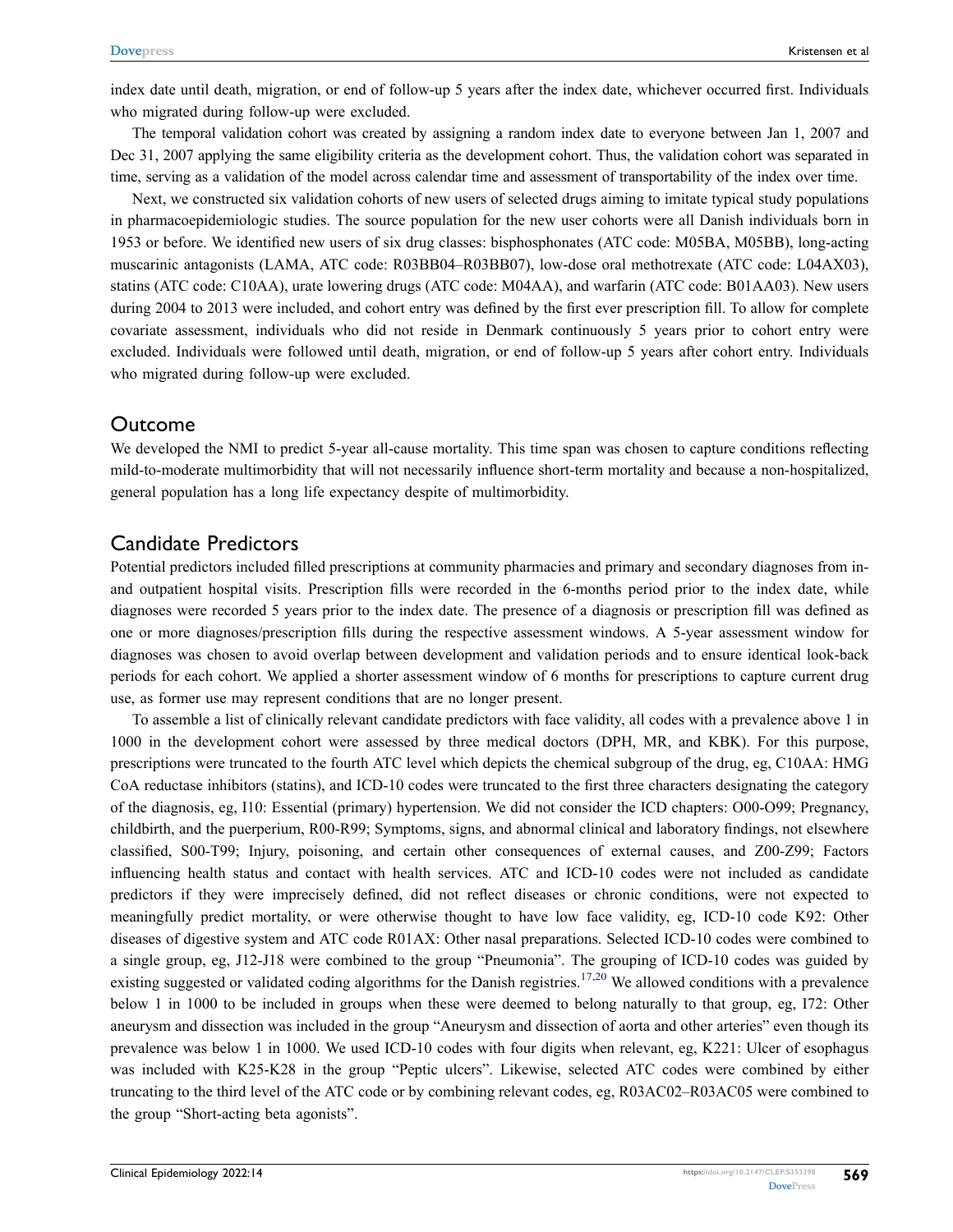index date until death, migration, or end of follow-up 5 years after the index date, whichever occurred first. Individuals who migrated during follow-up were excluded.

The temporal validation cohort was created by assigning a random index date to everyone between Jan 1, 2007 and Dec 31, 2007 applying the same eligibility criteria as the development cohort. Thus, the validation cohort was separated in time, serving as a validation of the model across calendar time and assessment of transportability of the index over time.

Next, we constructed six validation cohorts of new users of selected drugs aiming to imitate typical study populations in pharmacoepidemiologic studies. The source population for the new user cohorts were all Danish individuals born in 1953 or before. We identified new users of six drug classes: bisphosphonates (ATC code: M05BA, M05BB), long-acting muscarinic antagonists (LAMA, ATC code: R03BB04–R03BB07), low-dose oral methotrexate (ATC code: L04AX03), statins (ATC code: C10AA), urate lowering drugs (ATC code: M04AA), and warfarin (ATC code: B01AA03). New users during 2004 to 2013 were included, and cohort entry was defined by the first ever prescription fill. To allow for complete covariate assessment, individuals who did not reside in Denmark continuously 5 years prior to cohort entry were excluded. Individuals were followed until death, migration, or end of follow-up 5 years after cohort entry. Individuals who migrated during follow-up were excluded.

## Outcome

We developed the NMI to predict 5-year all-cause mortality. This time span was chosen to capture conditions reflecting mild-to-moderate multimorbidity that will not necessarily influence short-term mortality and because a non-hospitalized, general population has a long life expectancy despite of multimorbidity.

## Candidate Predictors

Potential predictors included filled prescriptions at community pharmacies and primary and secondary diagnoses from in- and outpatient hospital visits. Prescription fills were recorded in the 6-months period prior to the index date, while diagnoses were recorded 5 years prior to the index date. The presence of a diagnosis or prescription fill was defined as one or more diagnoses/prescription fills during the respective assessment windows. A 5-year assessment window for diagnoses was chosen to avoid overlap between development and validation periods and to ensure identical look-back periods for each cohort. We applied a shorter assessment window of 6 months for prescriptions to capture current drug use, as former use may represent conditions that are no longer present.

To assemble a list of clinically relevant candidate predictors with face validity, all codes with a prevalence above 1 in 1000 in the development cohort were assessed by three medical doctors (DPH, MR, and KBK). For this purpose, prescriptions were truncated to the fourth ATC level which depicts the chemical subgroup of the drug, eg, C10AA: HMG CoA reductase inhibitors (statins), and ICD-10 codes were truncated to the first three characters designating the category of the diagnosis, eg, I10: Essential (primary) hypertension. We did not consider the ICD chapters: O00-O99; Pregnancy, childbirth, and the puerperium, R00-R99; Symptoms, signs, and abnormal clinical and laboratory findings, not elsewhere classified, S00-T99; Injury, poisoning, and certain other consequences of external causes, and Z00-Z99; Factors influencing health status and contact with health services. ATC and ICD-10 codes were not included as candidate predictors if they were imprecisely defined, did not reflect diseases or chronic conditions, were not expected to meaningfully predict mortality, or were otherwise thought to have low face validity, eg, ICD-10 code K92: Other diseases of digestive system and ATC code R01AX: Other nasal preparations. Selected ICD-10 codes were combined to a single group, eg, J12-J18 were combined to the group "Pneumonia". The grouping of ICD-10 codes was guided by existing suggested or validated coding algorithms for the Danish registries.[17,20] We allowed conditions with a prevalence below 1 in 1000 to be included in groups when these were deemed to belong naturally to that group, eg, I72: Other aneurysm and dissection was included in the group "Aneurysm and dissection of aorta and other arteries" even though its prevalence was below 1 in 1000. We used ICD-10 codes with four digits when relevant, eg, K221: Ulcer of esophagus was included with K25-K28 in the group "Peptic ulcers". Likewise, selected ATC codes were combined by either truncating to the third level of the ATC code or by combining relevant codes, eg, R03AC02–R03AC05 were combined to the group "Short-acting beta agonists".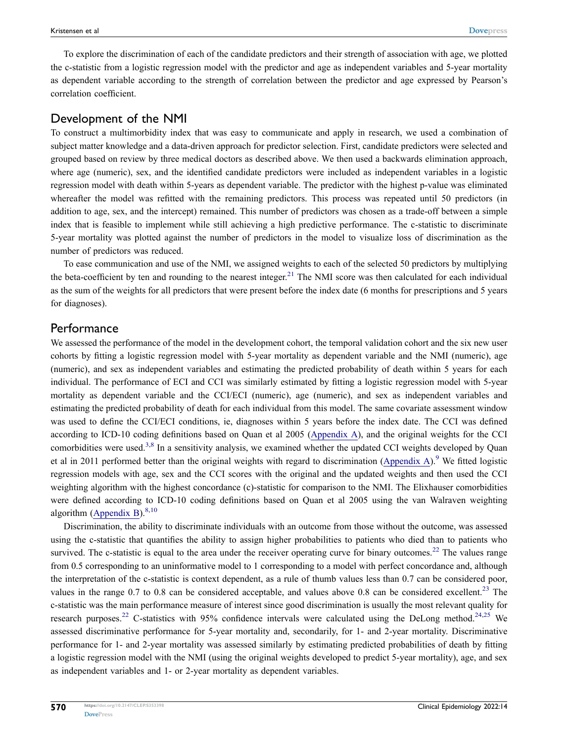To explore the discrimination of each of the candidate predictors and their strength of association with age, we plotted the c-statistic from a logistic regression model with the predictor and age as independent variables and 5-year mortality as dependent variable according to the strength of correlation between the predictor and age expressed by Pearson's correlation coefficient.

## Development of the NMI

To construct a multimorbidity index that was easy to communicate and apply in research, we used a combination of subject matter knowledge and a data-driven approach for predictor selection. First, candidate predictors were selected and grouped based on review by three medical doctors as described above. We then used a backwards elimination approach, where age (numeric), sex, and the identified candidate predictors were included as independent variables in a logistic regression model with death within 5-years as dependent variable. The predictor with the highest p-value was eliminated whereafter the model was refitted with the remaining predictors. This process was repeated until 50 predictors (in addition to age, sex, and the intercept) remained. This number of predictors was chosen as a trade-off between a simple index that is feasible to implement while still achieving a high predictive performance. The c-statistic to discriminate 5-year mortality was plotted against the number of predictors in the model to visualize loss of discrimination as the number of predictors was reduced.

To ease communication and use of the NMI, we assigned weights to each of the selected 50 predictors by multiplying the beta-coefficient by ten and rounding to the nearest integer.[21] The NMI score was then calculated for each individual as the sum of the weights for all predictors that were present before the index date (6 months for prescriptions and 5 years for diagnoses).

## Performance

We assessed the performance of the model in the development cohort, the temporal validation cohort and the six new user cohorts by fitting a logistic regression model with 5-year mortality as dependent variable and the NMI (numeric), age (numeric), and sex as independent variables and estimating the predicted probability of death within 5 years for each individual. The performance of ECI and CCI was similarly estimated by fitting a logistic regression model with 5-year mortality as dependent variable and the CCI/ECI (numeric), age (numeric), and sex as independent variables and estimating the predicted probability of death for each individual from this model. The same covariate assessment window was used to define the CCI/ECI conditions, ie, diagnoses within 5 years before the index date. The CCI was defined according to ICD-10 coding definitions based on Quan et al 2005 (Appendix A), and the original weights for the CCI comorbidities were used.[3,8] In a sensitivity analysis, we examined whether the updated CCI weights developed by Quan et al in 2011 performed better than the original weights with regard to discrimination (Appendix A).[9] We fitted logistic regression models with age, sex and the CCI scores with the original and the updated weights and then used the CCI weighting algorithm with the highest concordance (c)-statistic for comparison to the NMI. The Elixhauser comorbidities were defined according to ICD-10 coding definitions based on Quan et al 2005 using the van Walraven weighting algorithm (Appendix B).[8,10]

Discrimination, the ability to discriminate individuals with an outcome from those without the outcome, was assessed using the c-statistic that quantifies the ability to assign higher probabilities to patients who died than to patients who survived. The c-statistic is equal to the area under the receiver operating curve for binary outcomes.[22] The values range from 0.5 corresponding to an uninformative model to 1 corresponding to a model with perfect concordance and, although the interpretation of the c-statistic is context dependent, as a rule of thumb values less than 0.7 can be considered poor, values in the range 0.7 to 0.8 can be considered acceptable, and values above 0.8 can be considered excellent.[23] The c-statistic was the main performance measure of interest since good discrimination is usually the most relevant quality for research purposes.[22] C-statistics with 95% confidence intervals were calculated using the DeLong method.[24,25] We assessed discriminative performance for 5-year mortality and, secondarily, for 1- and 2-year mortality. Discriminative performance for 1- and 2-year mortality was assessed similarly by estimating predicted probabilities of death by fitting a logistic regression model with the NMI (using the original weights developed to predict 5-year mortality), age, and sex as independent variables and 1- or 2-year mortality as dependent variables.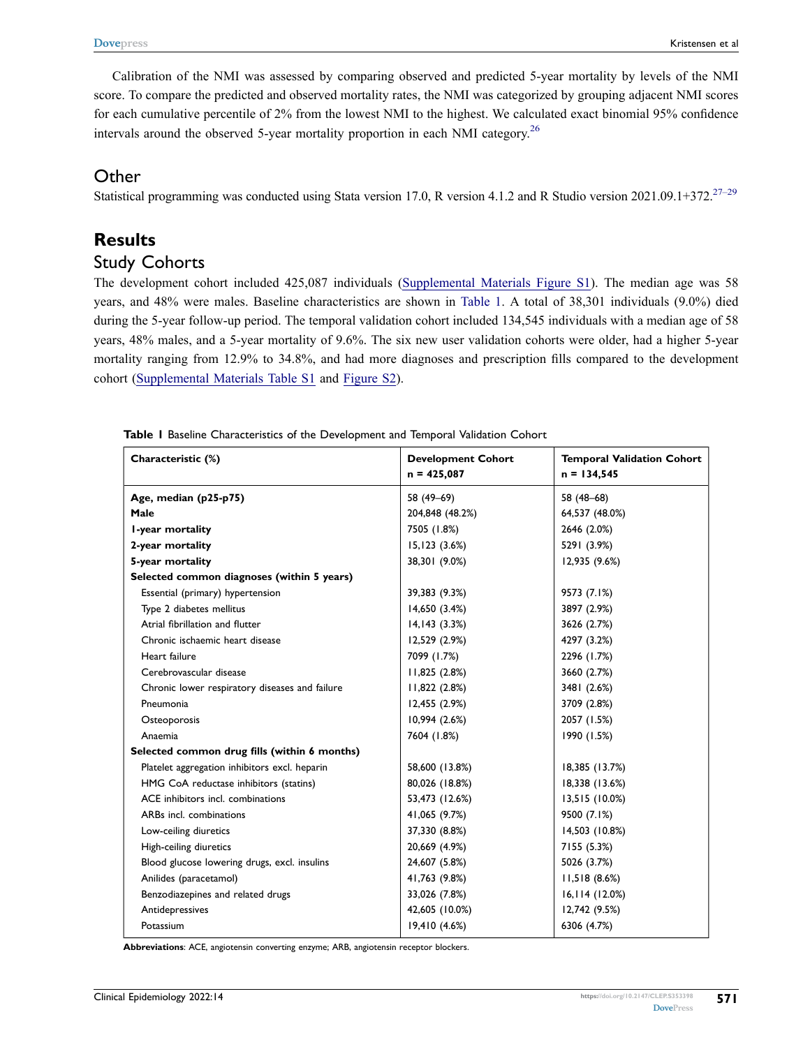Calibration of the NMI was assessed by comparing observed and predicted 5-year mortality by levels of the NMI score. To compare the predicted and observed mortality rates, the NMI was categorized by grouping adjacent NMI scores for each cumulative percentile of 2% from the lowest NMI to the highest. We calculated exact binomial 95% confidence intervals around the observed 5-year mortality proportion in each NMI category.[26]

## Other

Statistical programming was conducted using Stata version 17.0, R version 4.1.2 and R Studio version 2021.09.1+372.[27–29]

# Results

## Study Cohorts

The development cohort included 425,087 individuals (Supplemental Materials Figure S1). The median age was 58 years, and 48% were males. Baseline characteristics are shown in Table 1. A total of 38,301 individuals (9.0%) died during the 5-year follow-up period. The temporal validation cohort included 134,545 individuals with a median age of 58 years, 48% males, and a 5-year mortality of 9.6%. The six new user validation cohorts were older, had a higher 5-year mortality ranging from 12.9% to 34.8%, and had more diagnoses and prescription fills compared to the development cohort (Supplemental Materials Table S1 and Figure S2).

**Table 1** Baseline Characteristics of the Development and Temporal Validation Cohort

| Characteristic (%) | Development Cohort n = 425,087 | Temporal Validation Cohort n = 134,545 |
|---|---|---|
| **Age, median (p25-p75)** | 58 (49–69) | 58 (48–68) |
| **Male** | 204,848 (48.2%) | 64,537 (48.0%) |
| **1-year mortality** | 7505 (1.8%) | 2646 (2.0%) |
| **2-year mortality** | 15,123 (3.6%) | 5291 (3.9%) |
| **5-year mortality** | 38,301 (9.0%) | 12,935 (9.6%) |
| **Selected common diagnoses (within 5 years)** | | |
| Essential (primary) hypertension | 39,383 (9.3%) | 9573 (7.1%) |
| Type 2 diabetes mellitus | 14,650 (3.4%) | 3897 (2.9%) |
| Atrial fibrillation and flutter | 14,143 (3.3%) | 3626 (2.7%) |
| Chronic ischaemic heart disease | 12,529 (2.9%) | 4297 (3.2%) |
| Heart failure | 7099 (1.7%) | 2296 (1.7%) |
| Cerebrovascular disease | 11,825 (2.8%) | 3660 (2.7%) |
| Chronic lower respiratory diseases and failure | 11,822 (2.8%) | 3481 (2.6%) |
| Pneumonia | 12,455 (2.9%) | 3709 (2.8%) |
| Osteoporosis | 10,994 (2.6%) | 2057 (1.5%) |
| Anaemia | 7604 (1.8%) | 1990 (1.5%) |
| **Selected common drug fills (within 6 months)** | | |
| Platelet aggregation inhibitors excl. heparin | 58,600 (13.8%) | 18,385 (13.7%) |
| HMG CoA reductase inhibitors (statins) | 80,026 (18.8%) | 18,338 (13.6%) |
| ACE inhibitors incl. combinations | 53,473 (12.6%) | 13,515 (10.0%) |
| ARBs incl. combinations | 41,065 (9.7%) | 9500 (7.1%) |
| Low-ceiling diuretics | 37,330 (8.8%) | 14,503 (10.8%) |
| High-ceiling diuretics | 20,669 (4.9%) | 7155 (5.3%) |
| Blood glucose lowering drugs, excl. insulins | 24,607 (5.8%) | 5026 (3.7%) |
| Anilides (paracetamol) | 41,763 (9.8%) | 11,518 (8.6%) |
| Benzodiazepines and related drugs | 33,026 (7.8%) | 16,114 (12.0%) |
| Antidepressives | 42,605 (10.0%) | 12,742 (9.5%) |
| Potassium | 19,410 (4.6%) | 6306 (4.7%) |

**Abbreviations**: ACE, angiotensin converting enzyme; ARB, angiotensin receptor blockers.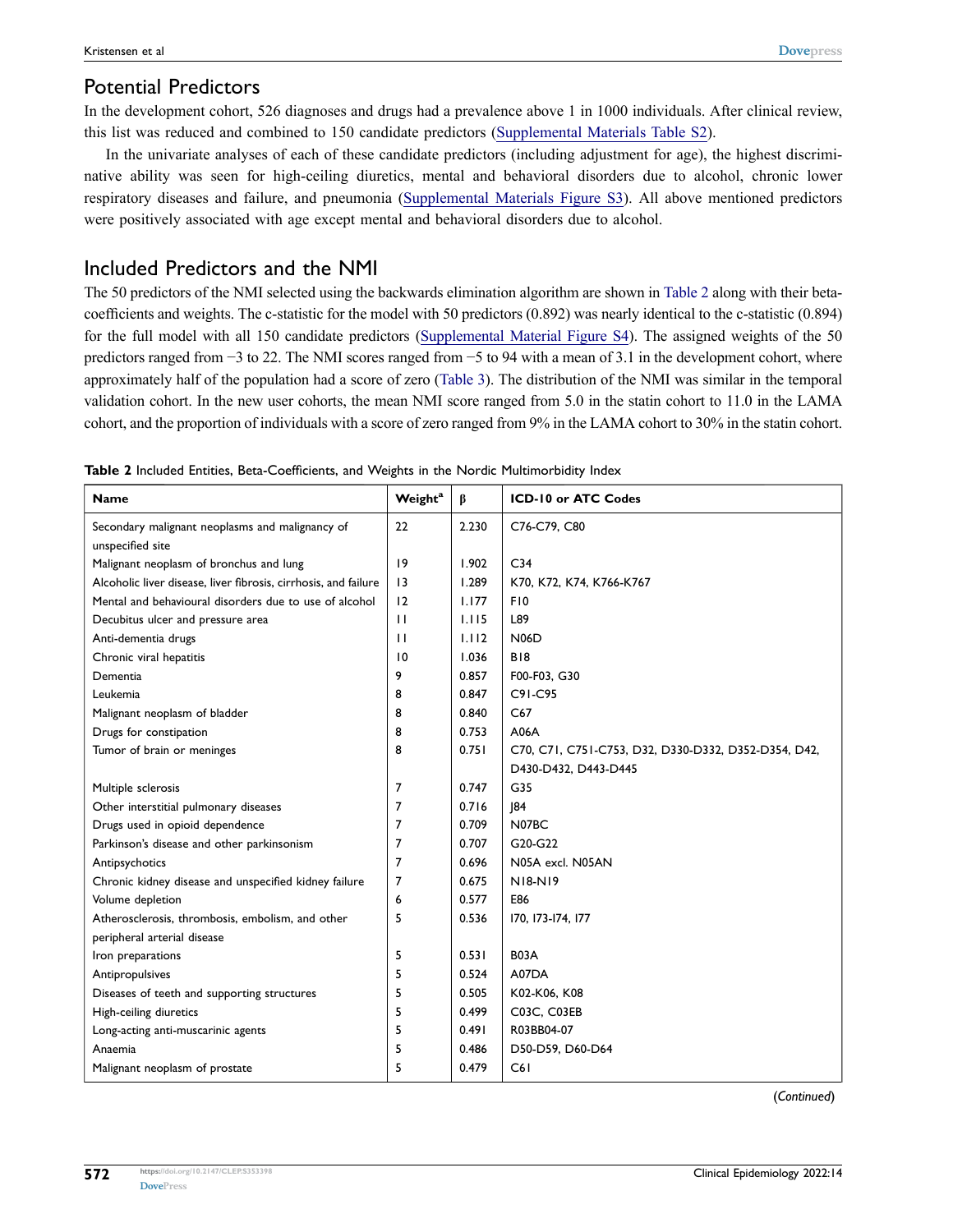## Potential Predictors

In the development cohort, 526 diagnoses and drugs had a prevalence above 1 in 1000 individuals. After clinical review, this list was reduced and combined to 150 candidate predictors (Supplemental Materials Table S2).

In the univariate analyses of each of these candidate predictors (including adjustment for age), the highest discriminative ability was seen for high-ceiling diuretics, mental and behavioral disorders due to alcohol, chronic lower respiratory diseases and failure, and pneumonia (Supplemental Materials Figure S3). All above mentioned predictors were positively associated with age except mental and behavioral disorders due to alcohol.

## Included Predictors and the NMI

The 50 predictors of the NMI selected using the backwards elimination algorithm are shown in Table 2 along with their beta-coefficients and weights. The c-statistic for the model with 50 predictors (0.892) was nearly identical to the c-statistic (0.894) for the full model with all 150 candidate predictors (Supplemental Material Figure S4). The assigned weights of the 50 predictors ranged from −3 to 22. The NMI scores ranged from −5 to 94 with a mean of 3.1 in the development cohort, where approximately half of the population had a score of zero (Table 3). The distribution of the NMI was similar in the temporal validation cohort. In the new user cohorts, the mean NMI score ranged from 5.0 in the statin cohort to 11.0 in the LAMA cohort, and the proportion of individuals with a score of zero ranged from 9% in the LAMA cohort to 30% in the statin cohort.

**Table 2** Included Entities, Beta-Coefficients, and Weights in the Nordic Multimorbidity Index

| Name | Weight[a] | β | ICD-10 or ATC Codes |
|---|---|---|---|
| Secondary malignant neoplasms and malignancy of unspecified site | 22 | 2.230 | C76-C79, C80 |
| Malignant neoplasm of bronchus and lung | 19 | 1.902 | C34 |
| Alcoholic liver disease, liver fibrosis, cirrhosis, and failure | 13 | 1.289 | K70, K72, K74, K766-K767 |
| Mental and behavioural disorders due to use of alcohol | 12 | 1.177 | F10 |
| Decubitus ulcer and pressure area | 11 | 1.115 | L89 |
| Anti-dementia drugs | 11 | 1.112 | N06D |
| Chronic viral hepatitis | 10 | 1.036 | B18 |
| Dementia | 9 | 0.857 | F00-F03, G30 |
| Leukemia | 8 | 0.847 | C91-C95 |
| Malignant neoplasm of bladder | 8 | 0.840 | C67 |
| Drugs for constipation | 8 | 0.753 | A06A |
| Tumor of brain or meninges | 8 | 0.751 | C70, C71, C751-C753, D32, D330-D332, D352-D354, D42, D430-D432, D443-D445 |
| Multiple sclerosis | 7 | 0.747 | G35 |
| Other interstitial pulmonary diseases | 7 | 0.716 | J84 |
| Drugs used in opioid dependence | 7 | 0.709 | N07BC |
| Parkinson's disease and other parkinsonism | 7 | 0.707 | G20-G22 |
| Antipsychotics | 7 | 0.696 | N05A excl. N05AN |
| Chronic kidney disease and unspecified kidney failure | 7 | 0.675 | N18-N19 |
| Volume depletion | 6 | 0.577 | E86 |
| Atherosclerosis, thrombosis, embolism, and other peripheral arterial disease | 5 | 0.536 | I70, I73-I74, I77 |
| Iron preparations | 5 | 0.531 | B03A |
| Antipropulsives | 5 | 0.524 | A07DA |
| Diseases of teeth and supporting structures | 5 | 0.505 | K02-K06, K08 |
| High-ceiling diuretics | 5 | 0.499 | C03C, C03EB |
| Long-acting anti-muscarinic agents | 5 | 0.491 | R03BB04-07 |
| Anaemia | 5 | 0.486 | D50-D59, D60-D64 |
| Malignant neoplasm of prostate | 5 | 0.479 | C61 |

(*Continued*)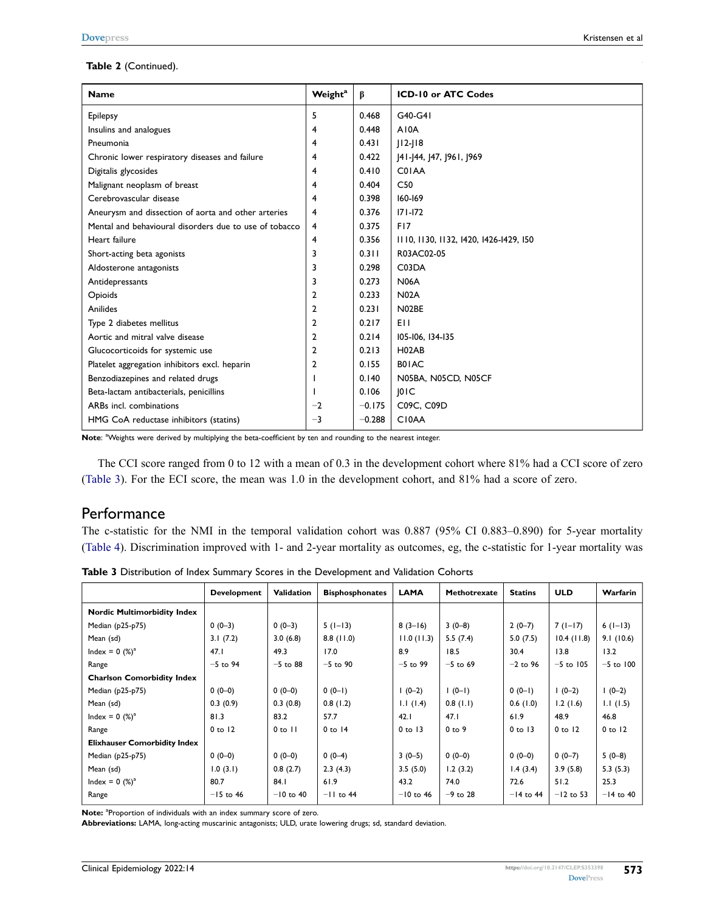**Table 2** (Continued).

| Name | Weight[a] | β | ICD-10 or ATC Codes |
|---|---|---|---|
| Epilepsy | 5 | 0.468 | G40-G41 |
| Insulins and analogues | 4 | 0.448 | A10A |
| Pneumonia | 4 | 0.431 | J12-J18 |
| Chronic lower respiratory diseases and failure | 4 | 0.422 | J41-J44, J47, J961, J969 |
| Digitalis glycosides | 4 | 0.410 | C01AA |
| Malignant neoplasm of breast | 4 | 0.404 | C50 |
| Cerebrovascular disease | 4 | 0.398 | I60-I69 |
| Aneurysm and dissection of aorta and other arteries | 4 | 0.376 | I71-I72 |
| Mental and behavioural disorders due to use of tobacco | 4 | 0.375 | F17 |
| Heart failure | 4 | 0.356 | I110, I130, I132, I420, I426-I429, I50 |
| Short-acting beta agonists | 3 | 0.311 | R03AC02-05 |
| Aldosterone antagonists | 3 | 0.298 | C03DA |
| Antidepressants | 3 | 0.273 | N06A |
| Opioids | 2 | 0.233 | N02A |
| Anilides | 2 | 0.231 | N02BE |
| Type 2 diabetes mellitus | 2 | 0.217 | E11 |
| Aortic and mitral valve disease | 2 | 0.214 | I05-I06, I34-I35 |
| Glucocorticoids for systemic use | 2 | 0.213 | H02AB |
| Platelet aggregation inhibitors excl. heparin | 2 | 0.155 | B01AC |
| Benzodiazepines and related drugs | 1 | 0.140 | N05BA, N05CD, N05CF |
| Beta-lactam antibacterials, penicillins | 1 | 0.106 | J01C |
| ARBs incl. combinations | −2 | −0.175 | C09C, C09D |
| HMG CoA reductase inhibitors (statins) | −3 | −0.288 | C10AA |

**Note**: [a]Weights were derived by multiplying the beta-coefficient by ten and rounding to the nearest integer.

The CCI score ranged from 0 to 12 with a mean of 0.3 in the development cohort where 81% had a CCI score of zero (Table 3). For the ECI score, the mean was 1.0 in the development cohort, and 81% had a score of zero.

## Performance

The c-statistic for the NMI in the temporal validation cohort was 0.887 (95% CI 0.883–0.890) for 5-year mortality (Table 4). Discrimination improved with 1- and 2-year mortality as outcomes, eg, the c-statistic for 1-year mortality was

**Table 3** Distribution of Index Summary Scores in the Development and Validation Cohorts

| | Development | Validation | Bisphosphonates | LAMA | Methotrexate | Statins | ULD | Warfarin |
|---|---|---|---|---|---|---|---|---|
| **Nordic Multimorbidity Index** | | | | | | | | |
| Median (p25-p75) | 0 (0–3) | 0 (0–3) | 5 (1–13) | 8 (3–16) | 3 (0–8) | 2 (0–7) | 7 (1–17) | 6 (1–13) |
| Mean (sd) | 3.1 (7.2) | 3.0 (6.8) | 8.8 (11.0) | 11.0 (11.3) | 5.5 (7.4) | 5.0 (7.5) | 10.4 (11.8) | 9.1 (10.6) |
| Index = 0 (%)[a] | 47.1 | 49.3 | 17.0 | 8.9 | 18.5 | 30.4 | 13.8 | 13.2 |
| Range | −5 to 94 | −5 to 88 | −5 to 90 | −5 to 99 | −5 to 69 | −2 to 96 | −5 to 105 | −5 to 100 |
| **Charlson Comorbidity Index** | | | | | | | | |
| Median (p25-p75) | 0 (0–0) | 0 (0–0) | 0 (0–1) | 1 (0–2) | 1 (0–1) | 0 (0–1) | 1 (0–2) | 1 (0–2) |
| Mean (sd) | 0.3 (0.9) | 0.3 (0.8) | 0.8 (1.2) | 1.1 (1.4) | 0.8 (1.1) | 0.6 (1.0) | 1.2 (1.6) | 1.1 (1.5) |
| Index = 0 (%)[a] | 81.3 | 83.2 | 57.7 | 42.1 | 47.1 | 61.9 | 48.9 | 46.8 |
| Range | 0 to 12 | 0 to 11 | 0 to 14 | 0 to 13 | 0 to 9 | 0 to 13 | 0 to 12 | 0 to 12 |
| **Elixhauser Comorbidity Index** | | | | | | | | |
| Median (p25-p75) | 0 (0–0) | 0 (0–0) | 0 (0–4) | 3 (0–5) | 0 (0–0) | 0 (0–0) | 0 (0–7) | 5 (0–8) |
| Mean (sd) | 1.0 (3.1) | 0.8 (2.7) | 2.3 (4.3) | 3.5 (5.0) | 1.2 (3.2) | 1.4 (3.4) | 3.9 (5.8) | 5.3 (5.3) |
| Index = 0 (%)[a] | 80.7 | 84.1 | 61.9 | 43.2 | 74.0 | 72.6 | 51.2 | 25.3 |
| Range | −15 to 46 | −10 to 40 | −11 to 44 | −10 to 46 | −9 to 28 | −14 to 44 | −12 to 53 | −14 to 40 |

**Note:** [a]Proportion of individuals with an index summary score of zero.
**Abbreviations:** LAMA, long-acting muscarinic antagonists; ULD, urate lowering drugs; sd, standard deviation.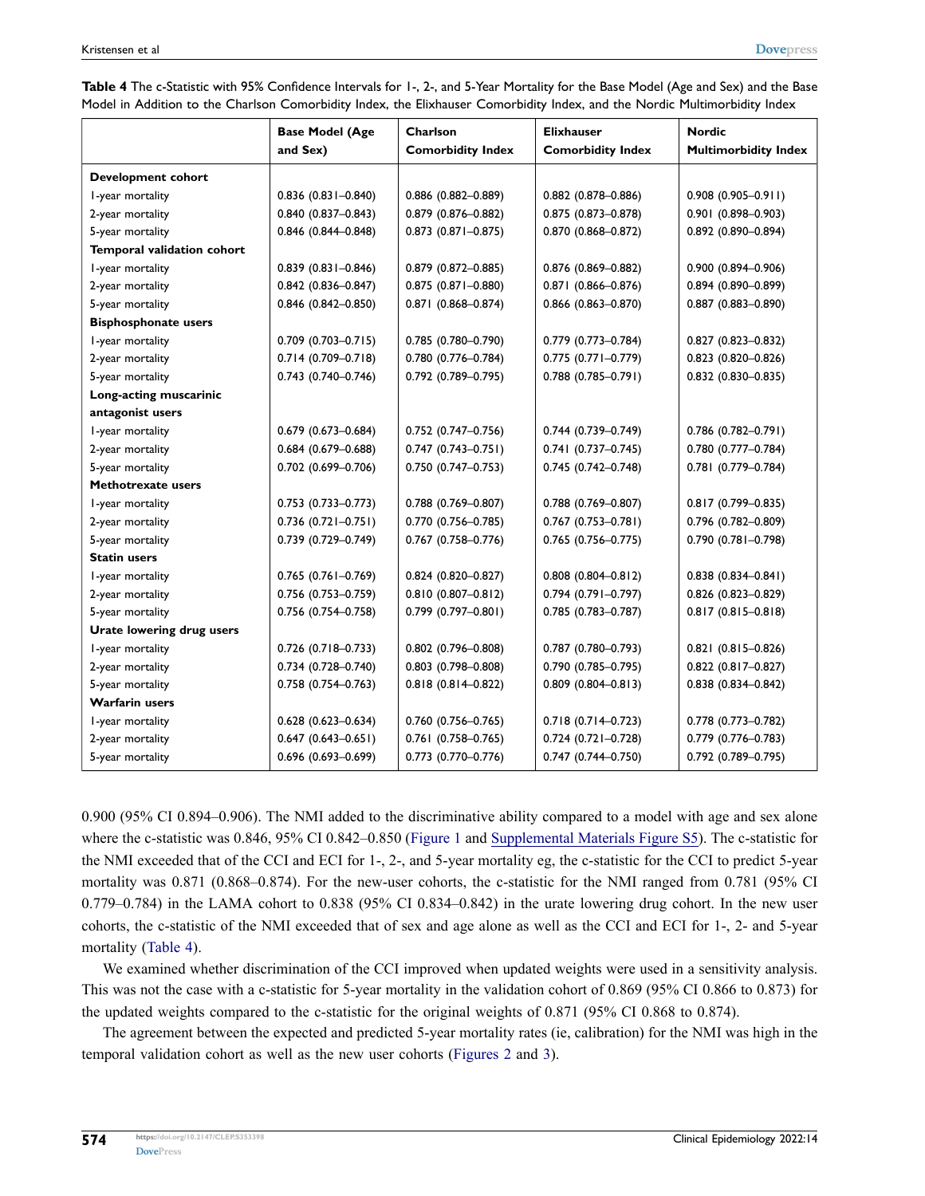**Table 4** The c-Statistic with 95% Confidence Intervals for 1-, 2-, and 5-Year Mortality for the Base Model (Age and Sex) and the Base Model in Addition to the Charlson Comorbidity Index, the Elixhauser Comorbidity Index, and the Nordic Multimorbidity Index

| | Base Model (Age and Sex) | Charlson Comorbidity Index | Elixhauser Comorbidity Index | Nordic Multimorbidity Index |
|---|---|---|---|---|
| **Development cohort** | | | | |
| 1-year mortality | 0.836 (0.831–0.840) | 0.886 (0.882–0.889) | 0.882 (0.878–0.886) | 0.908 (0.905–0.911) |
| 2-year mortality | 0.840 (0.837–0.843) | 0.879 (0.876–0.882) | 0.875 (0.873–0.878) | 0.901 (0.898–0.903) |
| 5-year mortality | 0.846 (0.844–0.848) | 0.873 (0.871–0.875) | 0.870 (0.868–0.872) | 0.892 (0.890–0.894) |
| **Temporal validation cohort** | | | | |
| 1-year mortality | 0.839 (0.831–0.846) | 0.879 (0.872–0.885) | 0.876 (0.869–0.882) | 0.900 (0.894–0.906) |
| 2-year mortality | 0.842 (0.836–0.847) | 0.875 (0.871–0.880) | 0.871 (0.866–0.876) | 0.894 (0.890–0.899) |
| 5-year mortality | 0.846 (0.842–0.850) | 0.871 (0.868–0.874) | 0.866 (0.863–0.870) | 0.887 (0.883–0.890) |
| **Bisphosphonate users** | | | | |
| 1-year mortality | 0.709 (0.703–0.715) | 0.785 (0.780–0.790) | 0.779 (0.773–0.784) | 0.827 (0.823–0.832) |
| 2-year mortality | 0.714 (0.709–0.718) | 0.780 (0.776–0.784) | 0.775 (0.771–0.779) | 0.823 (0.820–0.826) |
| 5-year mortality | 0.743 (0.740–0.746) | 0.792 (0.789–0.795) | 0.788 (0.785–0.791) | 0.832 (0.830–0.835) |
| **Long-acting muscarinic antagonist users** | | | | |
| 1-year mortality | 0.679 (0.673–0.684) | 0.752 (0.747–0.756) | 0.744 (0.739–0.749) | 0.786 (0.782–0.791) |
| 2-year mortality | 0.684 (0.679–0.688) | 0.747 (0.743–0.751) | 0.741 (0.737–0.745) | 0.780 (0.777–0.784) |
| 5-year mortality | 0.702 (0.699–0.706) | 0.750 (0.747–0.753) | 0.745 (0.742–0.748) | 0.781 (0.779–0.784) |
| **Methotrexate users** | | | | |
| 1-year mortality | 0.753 (0.733–0.773) | 0.788 (0.769–0.807) | 0.788 (0.769–0.807) | 0.817 (0.799–0.835) |
| 2-year mortality | 0.736 (0.721–0.751) | 0.770 (0.756–0.785) | 0.767 (0.753–0.781) | 0.796 (0.782–0.809) |
| 5-year mortality | 0.739 (0.729–0.749) | 0.767 (0.758–0.776) | 0.765 (0.756–0.775) | 0.790 (0.781–0.798) |
| **Statin users** | | | | |
| 1-year mortality | 0.765 (0.761–0.769) | 0.824 (0.820–0.827) | 0.808 (0.804–0.812) | 0.838 (0.834–0.841) |
| 2-year mortality | 0.756 (0.753–0.759) | 0.810 (0.807–0.812) | 0.794 (0.791–0.797) | 0.826 (0.823–0.829) |
| 5-year mortality | 0.756 (0.754–0.758) | 0.799 (0.797–0.801) | 0.785 (0.783–0.787) | 0.817 (0.815–0.818) |
| **Urate lowering drug users** | | | | |
| 1-year mortality | 0.726 (0.718–0.733) | 0.802 (0.796–0.808) | 0.787 (0.780–0.793) | 0.821 (0.815–0.826) |
| 2-year mortality | 0.734 (0.728–0.740) | 0.803 (0.798–0.808) | 0.790 (0.785–0.795) | 0.822 (0.817–0.827) |
| 5-year mortality | 0.758 (0.754–0.763) | 0.818 (0.814–0.822) | 0.809 (0.804–0.813) | 0.838 (0.834–0.842) |
| **Warfarin users** | | | | |
| 1-year mortality | 0.628 (0.623–0.634) | 0.760 (0.756–0.765) | 0.718 (0.714–0.723) | 0.778 (0.773–0.782) |
| 2-year mortality | 0.647 (0.643–0.651) | 0.761 (0.758–0.765) | 0.724 (0.721–0.728) | 0.779 (0.776–0.783) |
| 5-year mortality | 0.696 (0.693–0.699) | 0.773 (0.770–0.776) | 0.747 (0.744–0.750) | 0.792 (0.789–0.795) |

0.900 (95% CI 0.894–0.906). The NMI added to the discriminative ability compared to a model with age and sex alone where the c-statistic was 0.846, 95% CI 0.842–0.850 (Figure 1 and Supplemental Materials Figure S5). The c-statistic for the NMI exceeded that of the CCI and ECI for 1-, 2-, and 5-year mortality eg, the c-statistic for the CCI to predict 5-year mortality was 0.871 (0.868–0.874). For the new-user cohorts, the c-statistic for the NMI ranged from 0.781 (95% CI 0.779–0.784) in the LAMA cohort to 0.838 (95% CI 0.834–0.842) in the urate lowering drug cohort. In the new user cohorts, the c-statistic of the NMI exceeded that of sex and age alone as well as the CCI and ECI for 1-, 2- and 5-year mortality (Table 4).

We examined whether discrimination of the CCI improved when updated weights were used in a sensitivity analysis. This was not the case with a c-statistic for 5-year mortality in the validation cohort of 0.869 (95% CI 0.866 to 0.873) for the updated weights compared to the c-statistic for the original weights of 0.871 (95% CI 0.868 to 0.874).

The agreement between the expected and predicted 5-year mortality rates (ie, calibration) for the NMI was high in the temporal validation cohort as well as the new user cohorts (Figures 2 and 3).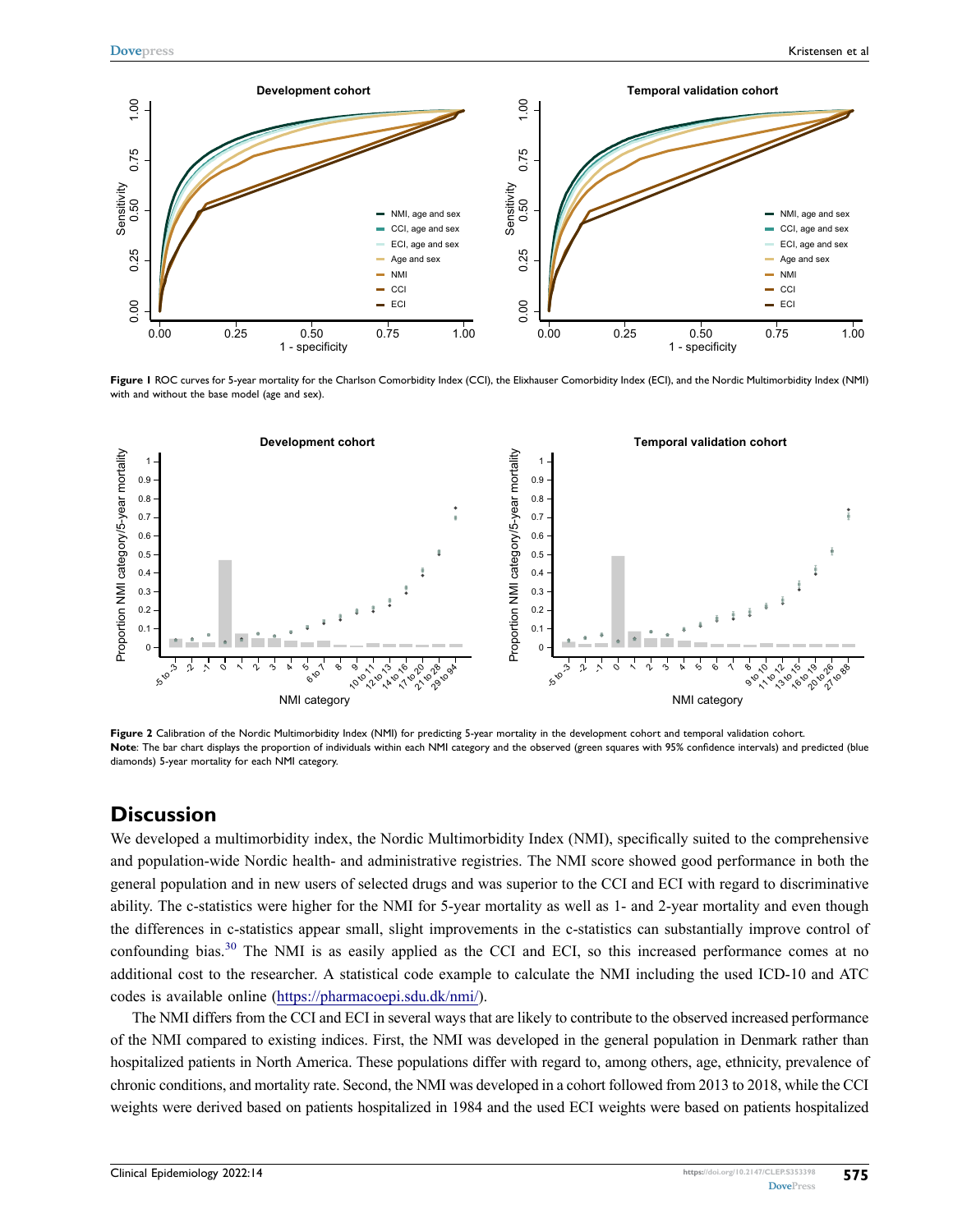Development cohort

Temporal validation cohort

Sensitivity

0.00
0.25
0.50
0.75
1.00

1 - specificity

0.00
0.25
0.50
0.75
1.00

NMI, age and sex
CCI, age and sex
ECI, age and sex
Age and sex
NMI
CCI
ECI

**Figure 1** ROC curves for 5-year mortality for the Charlson Comorbidity Index (CCI), the Elixhauser Comorbidity Index (ECI), and the Nordic Multimorbidity Index (NMI) with and without the base model (age and sex).

Development cohort

Temporal validation cohort

Proportion NMI category/5-year mortality

0
0.1
0.2
0.3
0.4
0.5
0.6
0.7
0.8
0.9
1

NMI category

-5 to -3, -2, -1, 0, 1, 2, 3, 4, 5, 6 to 7, 8, 9, 10 to 11, 12 to 13, 14 to 16, 17 to 20, 21 to 28, 29 to 94

-5 to -3, -2, -1, 0, 1, 2, 3, 4, 5, 6, 7, 8, 9 to 10, 11 to 12, 13 to 15, 16 to 19, 20 to 26, 27 to 88

**Figure 2** Calibration of the Nordic Multimorbidity Index (NMI) for predicting 5-year mortality in the development cohort and temporal validation cohort.
**Note**: The bar chart displays the proportion of individuals within each NMI category and the observed (green squares with 95% confidence intervals) and predicted (blue diamonds) 5-year mortality for each NMI category.

## Discussion

We developed a multimorbidity index, the Nordic Multimorbidity Index (NMI), specifically suited to the comprehensive and population-wide Nordic health- and administrative registries. The NMI score showed good performance in both the general population and in new users of selected drugs and was superior to the CCI and ECI with regard to discriminative ability. The c-statistics were higher for the NMI for 5-year mortality as well as 1- and 2-year mortality and even though the differences in c-statistics appear small, slight improvements in the c-statistics can substantially improve control of confounding bias.[30] The NMI is as easily applied as the CCI and ECI, so this increased performance comes at no additional cost to the researcher. A statistical code example to calculate the NMI including the used ICD-10 and ATC codes is available online (https://pharmacoepi.sdu.dk/nmi/).

The NMI differs from the CCI and ECI in several ways that are likely to contribute to the observed increased performance of the NMI compared to existing indices. First, the NMI was developed in the general population in Denmark rather than hospitalized patients in North America. These populations differ with regard to, among others, age, ethnicity, prevalence of chronic conditions, and mortality rate. Second, the NMI was developed in a cohort followed from 2013 to 2018, while the CCI weights were derived based on patients hospitalized in 1984 and the used ECI weights were based on patients hospitalized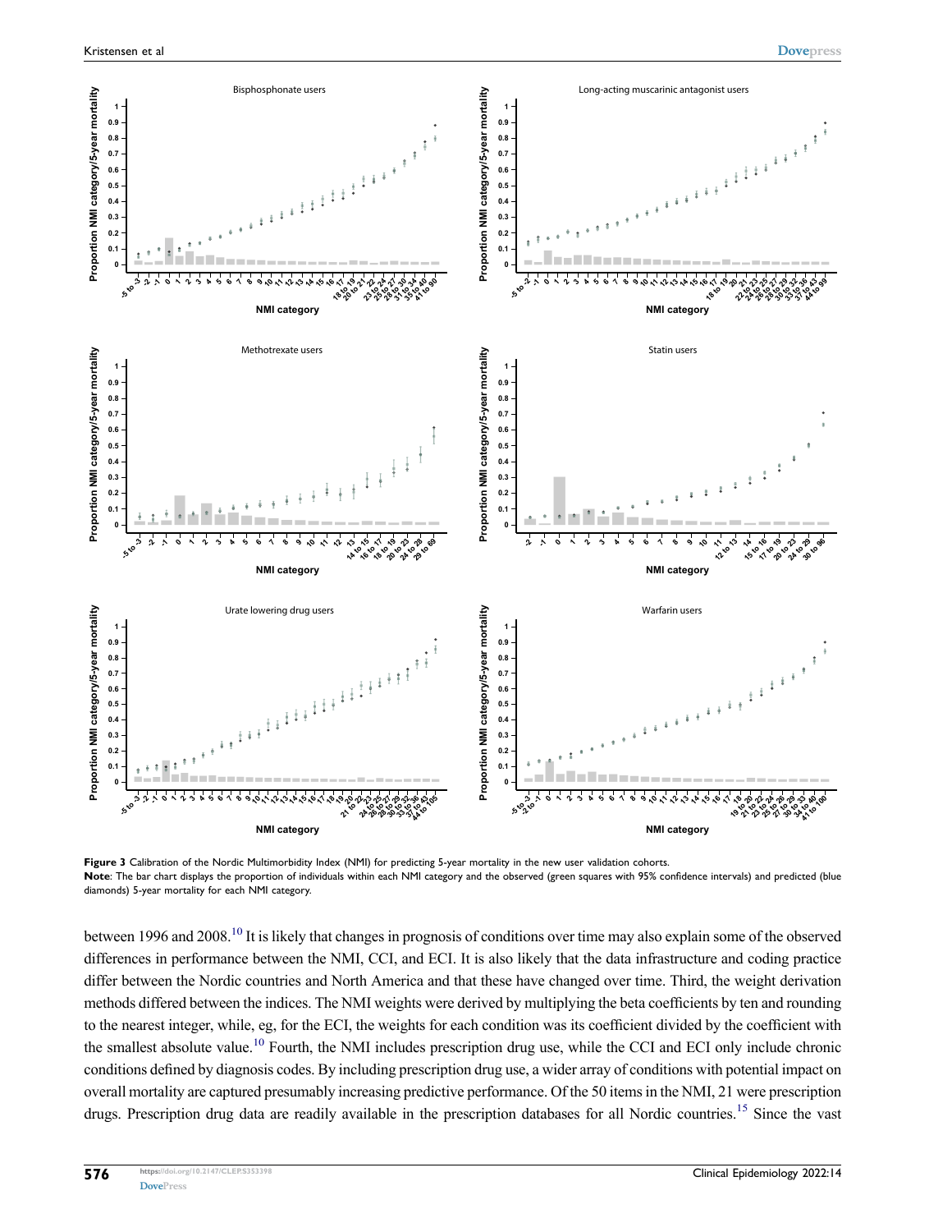Bisphosphonate users

Proportion NMI category/5-year mortality

1
0.9
0.8
0.7
0.6
0.5
0.4
0.3
0.2
0.1
0

-5 to -3, -2, -1, 0, 1, 2, 3, 4, 5, 6, 7, 8, 9, 10, 11, 12, 13, 14, 15, 16, 17, 18 to 19, 20 to 21, 22, 23 to 24, 25 to 27, 28 to 30, 31 to 34, 35 to 40, 41 to 90

NMI category

Long-acting muscarinic antagonist users

Proportion NMI category/5-year mortality

1
0.9
0.8
0.7
0.6
0.5
0.4
0.3
0.2
0.1
0

-5 to -2, -1, 0, 1, 2, 3, 4, 5, 6, 7, 8, 9, 10, 11, 12, 13, 14, 15, 16, 17, 18 to 19, 20, 21, 22 to 23, 24 to 25, 26 to 27, 28 to 29, 30 to 32, 33 to 36, 37 to 43, 44 to 99

NMI category

Methotrexate users

Proportion NMI category/5-year mortality

1
0.9
0.8
0.7
0.6
0.5
0.4
0.3
0.2
0.1
0

-5 to -3, -2, -1, 0, 1, 2, 3, 4, 5, 6, 7, 8, 9, 10, 11, 12, 13, 14 to 15, 16 to 17, 18 to 19, 20 to 23, 24 to 28, 29 to 69

NMI category

Statin users

Proportion NMI category/5-year mortality

1
0.9
0.8
0.7
0.6
0.5
0.4
0.3
0.2
0.1
0

-2, -1, 0, 1, 2, 3, 4, 5, 6, 7, 8, 9, 10, 11, 12 to 13, 14, 15 to 16, 17 to 19, 20 to 23, 24 to 29, 30 to 96

NMI category

Urate lowering drug users

Proportion NMI category/5-year mortality

1
0.9
0.8
0.7
0.6
0.5
0.4
0.3
0.2
0.1
0

-5 to -3, -2, -1, 0, 1, 2, 3, 4, 5, 6, 7, 8, 9, 10, 11, 12, 13, 14, 15, 16, 17, 18, 19, 20, 21 to 22, 23 to 25, 26 to 27, 28 to 29, 30 to 32, 33 to 36, 37 to 43, 44 to 105

NMI category

Warfarin users

Proportion NMI category/5-year mortality

1
0.9
0.8
0.7
0.6
0.5
0.4
0.3
0.2
0.1
0

-5 to -3, -2 to -1, 0, 1, 2, 3, 4, 5, 6, 7, 8, 9, 10, 11, 12, 13, 14, 15, 16, 17, 18, 19 to 20, 21 to 22, 23 to 24, 25 to 26, 27, 28 to 29, 30 to 33, 34 to 40, 41 to 100

NMI category

**Figure 3** Calibration of the Nordic Multimorbidity Index (NMI) for predicting 5-year mortality in the new user validation cohorts.
**Note**: The bar chart displays the proportion of individuals within each NMI category and the observed (green squares with 95% confidence intervals) and predicted (blue diamonds) 5-year mortality for each NMI category.

between 1996 and 2008.[10] It is likely that changes in prognosis of conditions over time may also explain some of the observed differences in performance between the NMI, CCI, and ECI. It is also likely that the data infrastructure and coding practice differ between the Nordic countries and North America and that these have changed over time. Third, the weight derivation methods differed between the indices. The NMI weights were derived by multiplying the beta coefficients by ten and rounding to the nearest integer, while, eg, for the ECI, the weights for each condition was its coefficient divided by the coefficient with the smallest absolute value.[10] Fourth, the NMI includes prescription drug use, while the CCI and ECI only include chronic conditions defined by diagnosis codes. By including prescription drug use, a wider array of conditions with potential impact on overall mortality are captured presumably increasing predictive performance. Of the 50 items in the NMI, 21 were prescription drugs. Prescription drug data are readily available in the prescription databases for all Nordic countries.[15] Since the vast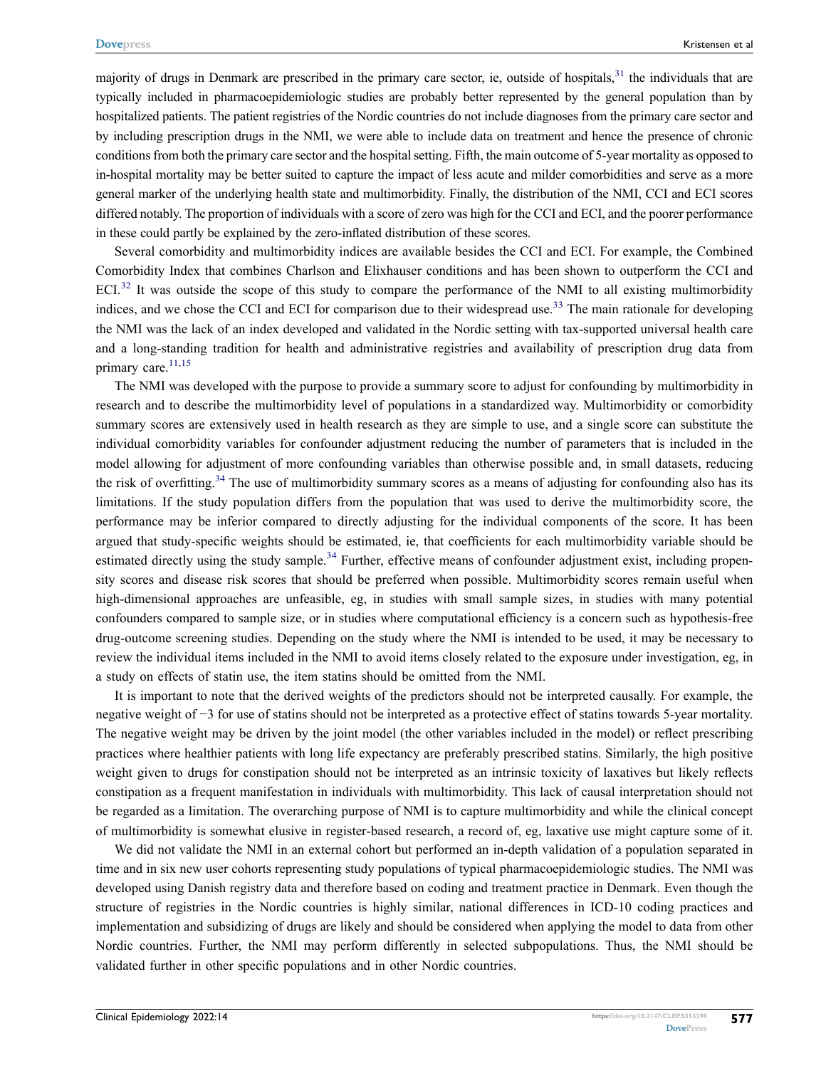majority of drugs in Denmark are prescribed in the primary care sector, ie, outside of hospitals,[31] the individuals that are typically included in pharmacoepidemiologic studies are probably better represented by the general population than by hospitalized patients. The patient registries of the Nordic countries do not include diagnoses from the primary care sector and by including prescription drugs in the NMI, we were able to include data on treatment and hence the presence of chronic conditions from both the primary care sector and the hospital setting. Fifth, the main outcome of 5-year mortality as opposed to in-hospital mortality may be better suited to capture the impact of less acute and milder comorbidities and serve as a more general marker of the underlying health state and multimorbidity. Finally, the distribution of the NMI, CCI and ECI scores differed notably. The proportion of individuals with a score of zero was high for the CCI and ECI, and the poorer performance in these could partly be explained by the zero-inflated distribution of these scores.

Several comorbidity and multimorbidity indices are available besides the CCI and ECI. For example, the Combined Comorbidity Index that combines Charlson and Elixhauser conditions and has been shown to outperform the CCI and ECI.[32] It was outside the scope of this study to compare the performance of the NMI to all existing multimorbidity indices, and we chose the CCI and ECI for comparison due to their widespread use.[33] The main rationale for developing the NMI was the lack of an index developed and validated in the Nordic setting with tax-supported universal health care and a long-standing tradition for health and administrative registries and availability of prescription drug data from primary care.[11,15]

The NMI was developed with the purpose to provide a summary score to adjust for confounding by multimorbidity in research and to describe the multimorbidity level of populations in a standardized way. Multimorbidity or comorbidity summary scores are extensively used in health research as they are simple to use, and a single score can substitute the individual comorbidity variables for confounder adjustment reducing the number of parameters that is included in the model allowing for adjustment of more confounding variables than otherwise possible and, in small datasets, reducing the risk of overfitting.[34] The use of multimorbidity summary scores as a means of adjusting for confounding also has its limitations. If the study population differs from the population that was used to derive the multimorbidity score, the performance may be inferior compared to directly adjusting for the individual components of the score. It has been argued that study-specific weights should be estimated, ie, that coefficients for each multimorbidity variable should be estimated directly using the study sample.[34] Further, effective means of confounder adjustment exist, including propensity scores and disease risk scores that should be preferred when possible. Multimorbidity scores remain useful when high-dimensional approaches are unfeasible, eg, in studies with small sample sizes, in studies with many potential confounders compared to sample size, or in studies where computational efficiency is a concern such as hypothesis-free drug-outcome screening studies. Depending on the study where the NMI is intended to be used, it may be necessary to review the individual items included in the NMI to avoid items closely related to the exposure under investigation, eg, in a study on effects of statin use, the item statins should be omitted from the NMI.

It is important to note that the derived weights of the predictors should not be interpreted causally. For example, the negative weight of −3 for use of statins should not be interpreted as a protective effect of statins towards 5-year mortality. The negative weight may be driven by the joint model (the other variables included in the model) or reflect prescribing practices where healthier patients with long life expectancy are preferably prescribed statins. Similarly, the high positive weight given to drugs for constipation should not be interpreted as an intrinsic toxicity of laxatives but likely reflects constipation as a frequent manifestation in individuals with multimorbidity. This lack of causal interpretation should not be regarded as a limitation. The overarching purpose of NMI is to capture multimorbidity and while the clinical concept of multimorbidity is somewhat elusive in register-based research, a record of, eg, laxative use might capture some of it.

We did not validate the NMI in an external cohort but performed an in-depth validation of a population separated in time and in six new user cohorts representing study populations of typical pharmacoepidemiologic studies. The NMI was developed using Danish registry data and therefore based on coding and treatment practice in Denmark. Even though the structure of registries in the Nordic countries is highly similar, national differences in ICD-10 coding practices and implementation and subsidizing of drugs are likely and should be considered when applying the model to data from other Nordic countries. Further, the NMI may perform differently in selected subpopulations. Thus, the NMI should be validated further in other specific populations and in other Nordic countries.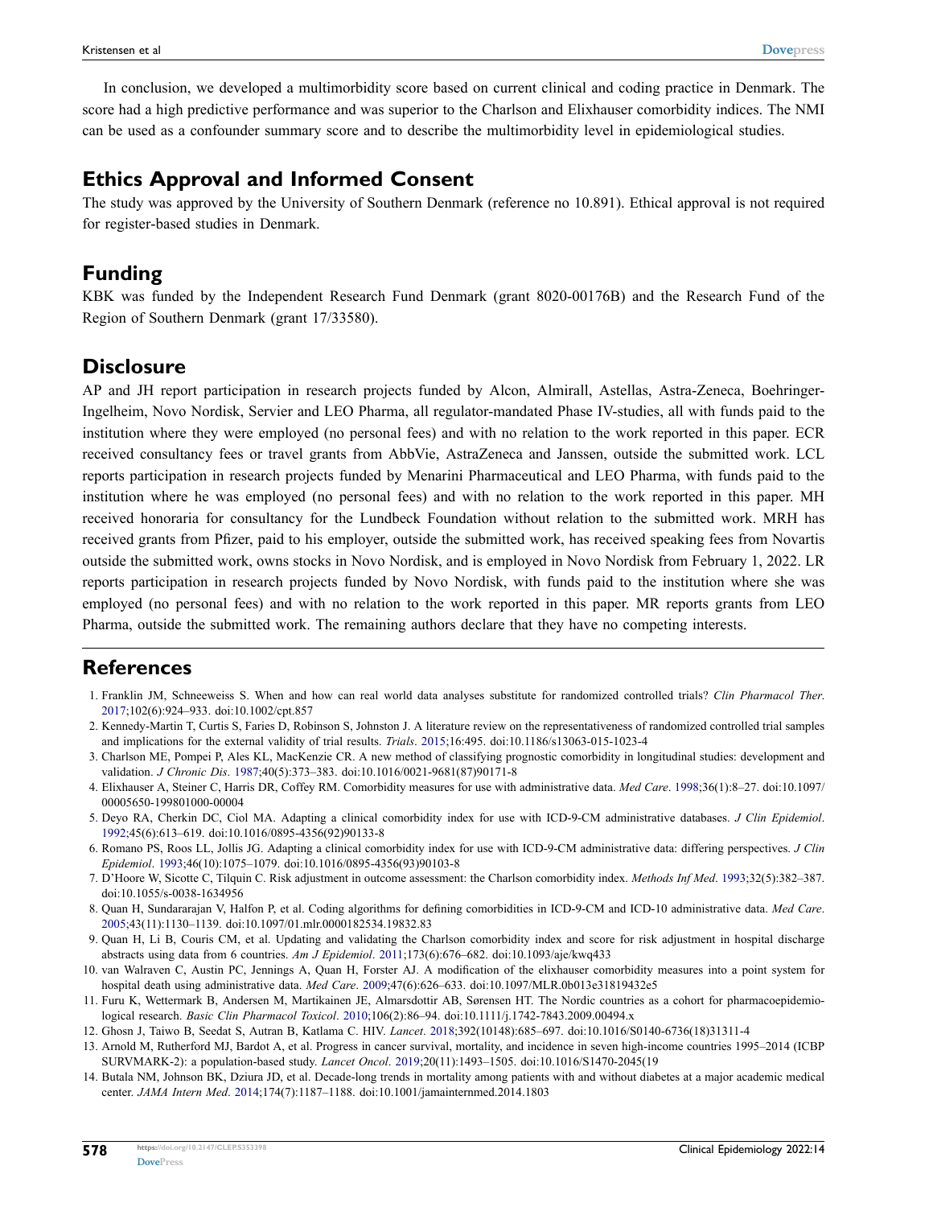In conclusion, we developed a multimorbidity score based on current clinical and coding practice in Denmark. The score had a high predictive performance and was superior to the Charlson and Elixhauser comorbidity indices. The NMI can be used as a confounder summary score and to describe the multimorbidity level in epidemiological studies.

## Ethics Approval and Informed Consent

The study was approved by the University of Southern Denmark (reference no 10.891). Ethical approval is not required for register-based studies in Denmark.

## Funding

KBK was funded by the Independent Research Fund Denmark (grant 8020-00176B) and the Research Fund of the Region of Southern Denmark (grant 17/33580).

## Disclosure

AP and JH report participation in research projects funded by Alcon, Almirall, Astellas, Astra-Zeneca, Boehringer-Ingelheim, Novo Nordisk, Servier and LEO Pharma, all regulator-mandated Phase IV-studies, all with funds paid to the institution where they were employed (no personal fees) and with no relation to the work reported in this paper. ECR received consultancy fees or travel grants from AbbVie, AstraZeneca and Janssen, outside the submitted work. LCL reports participation in research projects funded by Menarini Pharmaceutical and LEO Pharma, with funds paid to the institution where he was employed (no personal fees) and with no relation to the work reported in this paper. MH received honoraria for consultancy for the Lundbeck Foundation without relation to the submitted work. MRH has received grants from Pfizer, paid to his employer, outside the submitted work, has received speaking fees from Novartis outside the submitted work, owns stocks in Novo Nordisk, and is employed in Novo Nordisk from February 1, 2022. LR reports participation in research projects funded by Novo Nordisk, with funds paid to the institution where she was employed (no personal fees) and with no relation to the work reported in this paper. MR reports grants from LEO Pharma, outside the submitted work. The remaining authors declare that they have no competing interests.

## References

1. Franklin JM, Schneeweiss S. When and how can real world data analyses substitute for randomized controlled trials? *Clin Pharmacol Ther*. 2017;102(6):924–933. doi:10.1002/cpt.857
2. Kennedy-Martin T, Curtis S, Faries D, Robinson S, Johnston J. A literature review on the representativeness of randomized controlled trial samples and implications for the external validity of trial results. *Trials*. 2015;16:495. doi:10.1186/s13063-015-1023-4
3. Charlson ME, Pompei P, Ales KL, MacKenzie CR. A new method of classifying prognostic comorbidity in longitudinal studies: development and validation. *J Chronic Dis*. 1987;40(5):373–383. doi:10.1016/0021-9681(87)90171-8
4. Elixhauser A, Steiner C, Harris DR, Coffey RM. Comorbidity measures for use with administrative data. *Med Care*. 1998;36(1):8–27. doi:10.1097/00005650-199801000-00004
5. Deyo RA, Cherkin DC, Ciol MA. Adapting a clinical comorbidity index for use with ICD-9-CM administrative databases. *J Clin Epidemiol*. 1992;45(6):613–619. doi:10.1016/0895-4356(92)90133-8
6. Romano PS, Roos LL, Jollis JG. Adapting a clinical comorbidity index for use with ICD-9-CM administrative data: differing perspectives. *J Clin Epidemiol*. 1993;46(10):1075–1079. doi:10.1016/0895-4356(93)90103-8
7. D'Hoore W, Sicotte C, Tilquin C. Risk adjustment in outcome assessment: the Charlson comorbidity index. *Methods Inf Med*. 1993;32(5):382–387. doi:10.1055/s-0038-1634956
8. Quan H, Sundararajan V, Halfon P, et al. Coding algorithms for defining comorbidities in ICD-9-CM and ICD-10 administrative data. *Med Care*. 2005;43(11):1130–1139. doi:10.1097/01.mlr.0000182534.19832.83
9. Quan H, Li B, Couris CM, et al. Updating and validating the Charlson comorbidity index and score for risk adjustment in hospital discharge abstracts using data from 6 countries. *Am J Epidemiol*. 2011;173(6):676–682. doi:10.1093/aje/kwq433
10. van Walraven C, Austin PC, Jennings A, Quan H, Forster AJ. A modification of the elixhauser comorbidity measures into a point system for hospital death using administrative data. *Med Care*. 2009;47(6):626–633. doi:10.1097/MLR.0b013e31819432e5
11. Furu K, Wettermark B, Andersen M, Martikainen JE, Almarsdottir AB, Sørensen HT. The Nordic countries as a cohort for pharmacoepidemiological research. *Basic Clin Pharmacol Toxicol*. 2010;106(2):86–94. doi:10.1111/j.1742-7843.2009.00494.x
12. Ghosn J, Taiwo B, Seedat S, Autran B, Katlama C. HIV. *Lancet*. 2018;392(10148):685–697. doi:10.1016/S0140-6736(18)31311-4
13. Arnold M, Rutherford MJ, Bardot A, et al. Progress in cancer survival, mortality, and incidence in seven high-income countries 1995–2014 (ICBP SURVMARK-2): a population-based study. *Lancet Oncol*. 2019;20(11):1493–1505. doi:10.1016/S1470-2045(19
14. Butala NM, Johnson BK, Dziura JD, et al. Decade-long trends in mortality among patients with and without diabetes at a major academic medical center. *JAMA Intern Med*. 2014;174(7):1187–1188. doi:10.1001/jamainternmed.2014.1803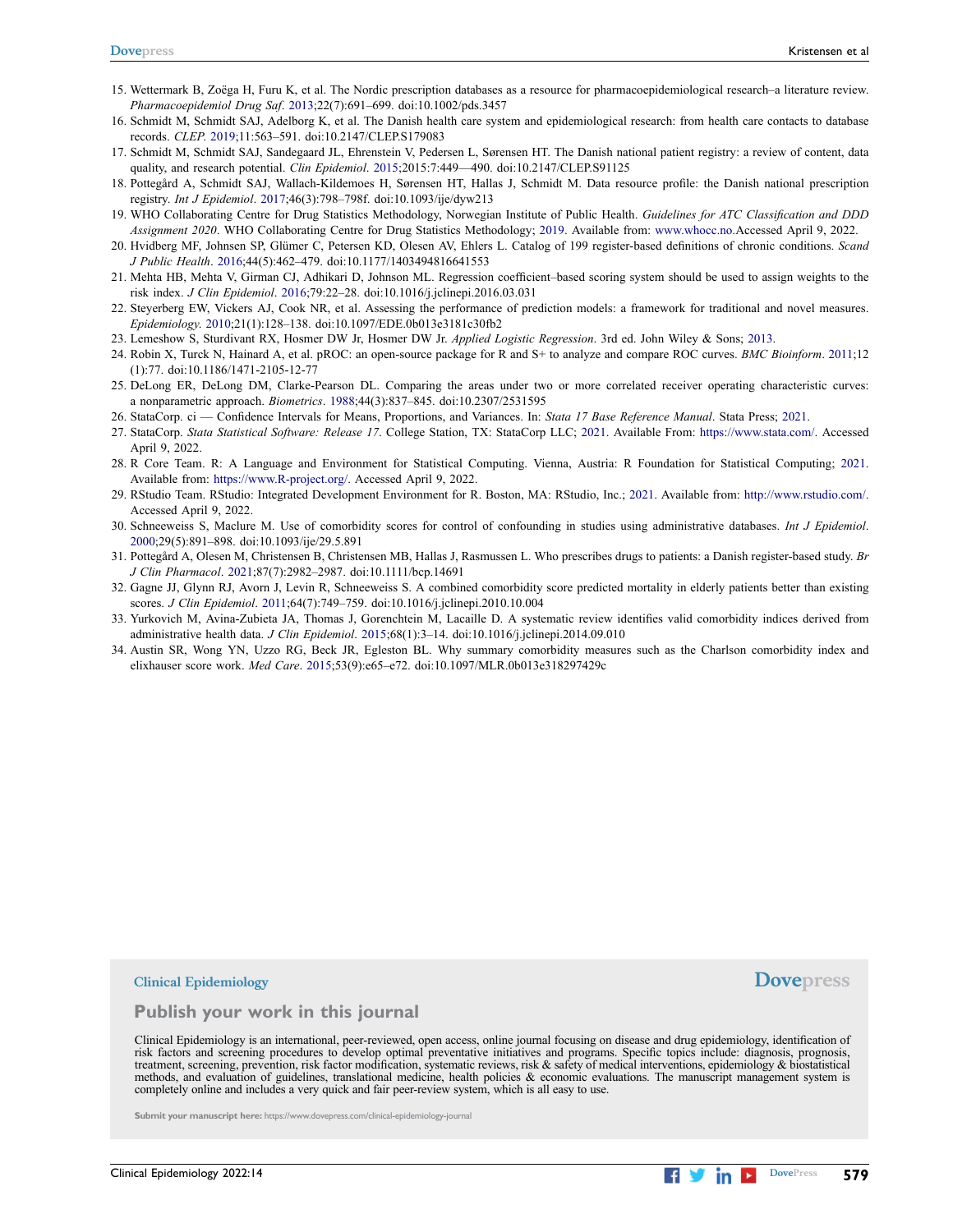15. Wettermark B, Zoëga H, Furu K, et al. The Nordic prescription databases as a resource for pharmacoepidemiological research–a literature review. *Pharmacoepidemiol Drug Saf*. 2013;22(7):691–699. doi:10.1002/pds.3457
16. Schmidt M, Schmidt SAJ, Adelborg K, et al. The Danish health care system and epidemiological research: from health care contacts to database records. *CLEP*. 2019;11:563–591. doi:10.2147/CLEP.S179083
17. Schmidt M, Schmidt SAJ, Sandegaard JL, Ehrenstein V, Pedersen L, Sørensen HT. The Danish national patient registry: a review of content, data quality, and research potential. *Clin Epidemiol*. 2015;2015:7:449—490. doi:10.2147/CLEP.S91125
18. Pottegård A, Schmidt SAJ, Wallach-Kildemoes H, Sørensen HT, Hallas J, Schmidt M. Data resource profile: the Danish national prescription registry. *Int J Epidemiol*. 2017;46(3):798–798f. doi:10.1093/ije/dyw213
19. WHO Collaborating Centre for Drug Statistics Methodology, Norwegian Institute of Public Health. *Guidelines for ATC Classification and DDD Assignment 2020*. WHO Collaborating Centre for Drug Statistics Methodology; 2019. Available from: www.whocc.no.Accessed April 9, 2022.
20. Hvidberg MF, Johnsen SP, Glümer C, Petersen KD, Olesen AV, Ehlers L. Catalog of 199 register-based definitions of chronic conditions. *Scand J Public Health*. 2016;44(5):462–479. doi:10.1177/1403494816641553
21. Mehta HB, Mehta V, Girman CJ, Adhikari D, Johnson ML. Regression coefficient–based scoring system should be used to assign weights to the risk index. *J Clin Epidemiol*. 2016;79:22–28. doi:10.1016/j.jclinepi.2016.03.031
22. Steyerberg EW, Vickers AJ, Cook NR, et al. Assessing the performance of prediction models: a framework for traditional and novel measures. *Epidemiology*. 2010;21(1):128–138. doi:10.1097/EDE.0b013e3181c30fb2
23. Lemeshow S, Sturdivant RX, Hosmer DW Jr, Hosmer DW Jr. *Applied Logistic Regression*. 3rd ed. John Wiley & Sons; 2013.
24. Robin X, Turck N, Hainard A, et al. pROC: an open-source package for R and S+ to analyze and compare ROC curves. *BMC Bioinform*. 2011;12 (1):77. doi:10.1186/1471-2105-12-77
25. DeLong ER, DeLong DM, Clarke-Pearson DL. Comparing the areas under two or more correlated receiver operating characteristic curves: a nonparametric approach. *Biometrics*. 1988;44(3):837–845. doi:10.2307/2531595
26. StataCorp. ci — Confidence Intervals for Means, Proportions, and Variances. In: *Stata 17 Base Reference Manual*. Stata Press; 2021.
27. StataCorp. *Stata Statistical Software: Release 17*. College Station, TX: StataCorp LLC; 2021. Available From: https://www.stata.com/. Accessed April 9, 2022.
28. R Core Team. R: A Language and Environment for Statistical Computing. Vienna, Austria: R Foundation for Statistical Computing; 2021. Available from: https://www.R-project.org/. Accessed April 9, 2022.
29. RStudio Team. RStudio: Integrated Development Environment for R. Boston, MA: RStudio, Inc.; 2021. Available from: http://www.rstudio.com/. Accessed April 9, 2022.
30. Schneeweiss S, Maclure M. Use of comorbidity scores for control of confounding in studies using administrative databases. *Int J Epidemiol*. 2000;29(5):891–898. doi:10.1093/ije/29.5.891
31. Pottegård A, Olesen M, Christensen B, Christensen MB, Hallas J, Rasmussen L. Who prescribes drugs to patients: a Danish register-based study. *Br J Clin Pharmacol*. 2021;87(7):2982–2987. doi:10.1111/bcp.14691
32. Gagne JJ, Glynn RJ, Avorn J, Levin R, Schneeweiss S. A combined comorbidity score predicted mortality in elderly patients better than existing scores. *J Clin Epidemiol*. 2011;64(7):749–759. doi:10.1016/j.jclinepi.2010.10.004
33. Yurkovich M, Avina-Zubieta JA, Thomas J, Gorenchtein M, Lacaille D. A systematic review identifies valid comorbidity indices derived from administrative health data. *J Clin Epidemiol*. 2015;68(1):3–14. doi:10.1016/j.jclinepi.2014.09.010
34. Austin SR, Wong YN, Uzzo RG, Beck JR, Egleston BL. Why summary comorbidity measures such as the Charlson comorbidity index and elixhauser score work. *Med Care*. 2015;53(9):e65–e72. doi:10.1097/MLR.0b013e318297429c

**Clinical Epidemiology** **Dovepress**

## Publish your work in this journal

Clinical Epidemiology is an international, peer-reviewed, open access, online journal focusing on disease and drug epidemiology, identification of risk factors and screening procedures to develop optimal preventative initiatives and programs. Specific topics include: diagnosis, prognosis, treatment, screening, prevention, risk factor modification, systematic reviews, risk & safety of medical interventions, epidemiology & biostatistical methods, and evaluation of guidelines, translational medicine, health policies & economic evaluations. The manuscript management system is completely online and includes a very quick and fair peer-review system, which is all easy to use.

**Submit your manuscript here:** https://www.dovepress.com/clinical-epidemiology-journal